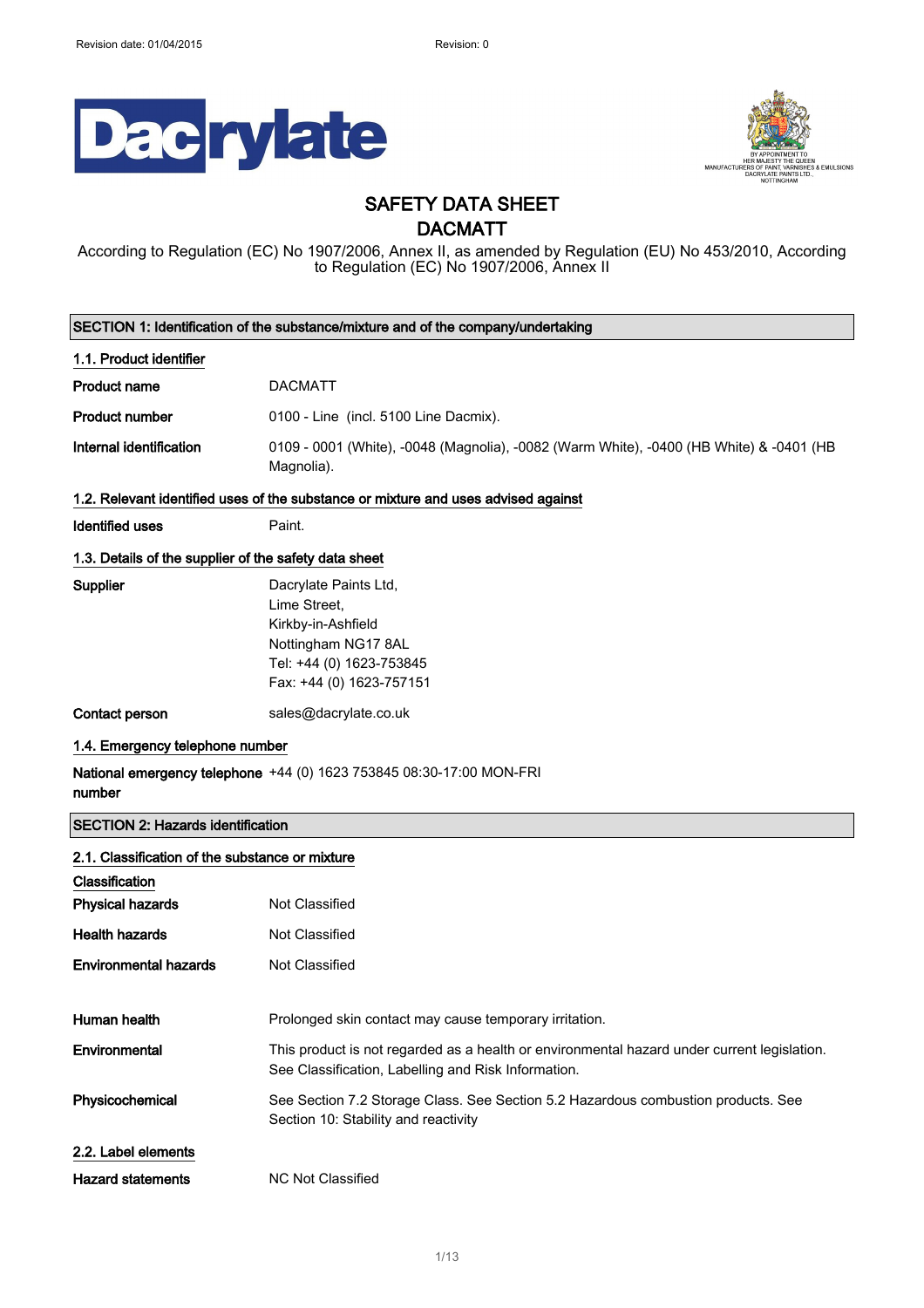Revision date: 01/04/2015 Revision: 0

# SAFETY DATA SHEET
# DACMATT

According to Regulation (EC) No 1907/2006, Annex II, as amended by Regulation (EU) No 453/2010, According to Regulation (EC) No 1907/2006, Annex II

## SECTION 1: Identification of the substance/mixture and of the company/undertaking

### 1.1. Product identifier

**Product name** DACMATT

**Product number** 0100 - Line (incl. 5100 Line Dacmix).

**Internal identification** 0109 - 0001 (White), -0048 (Magnolia), -0082 (Warm White), -0400 (HB White) & -0401 (HB Magnolia).

### 1.2. Relevant identified uses of the substance or mixture and uses advised against

**Identified uses** Paint.

### 1.3. Details of the supplier of the safety data sheet

**Supplier**
Dacrylate Paints Ltd,
Lime Street,
Kirkby-in-Ashfield
Nottingham NG17 8AL
Tel: +44 (0) 1623-753845
Fax: +44 (0) 1623-757151

**Contact person** sales@dacrylate.co.uk

### 1.4. Emergency telephone number

**National emergency telephone number** +44 (0) 1623 753845 08:30-17:00 MON-FRI

## SECTION 2: Hazards identification

### 2.1. Classification of the substance or mixture

**Classification**

**Physical hazards** Not Classified

**Health hazards** Not Classified

**Environmental hazards** Not Classified

**Human health** Prolonged skin contact may cause temporary irritation.

**Environmental** This product is not regarded as a health or environmental hazard under current legislation. See Classification, Labelling and Risk Information.

**Physicochemical** See Section 7.2 Storage Class. See Section 5.2 Hazardous combustion products. See Section 10: Stability and reactivity

### 2.2. Label elements

**Hazard statements** NC Not Classified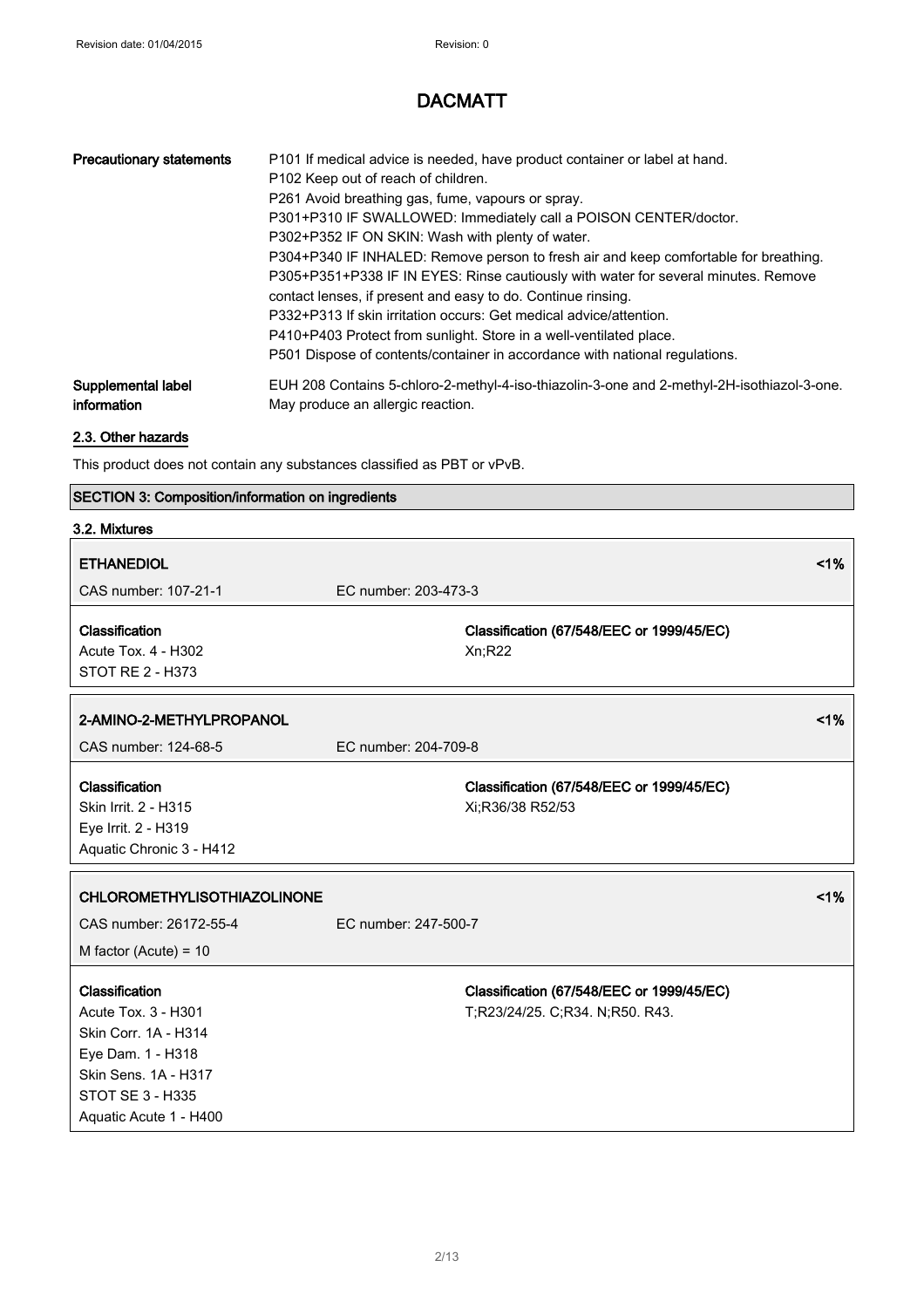# DACMATT

| | |
|---|---|
| **Precautionary statements** | P101 If medical advice is needed, have product container or label at hand.<br>P102 Keep out of reach of children.<br>P261 Avoid breathing gas, fume, vapours or spray.<br>P301+P310 IF SWALLOWED: Immediately call a POISON CENTER/doctor.<br>P302+P352 IF ON SKIN: Wash with plenty of water.<br>P304+P340 IF INHALED: Remove person to fresh air and keep comfortable for breathing.<br>P305+P351+P338 IF IN EYES: Rinse cautiously with water for several minutes. Remove contact lenses, if present and easy to do. Continue rinsing.<br>P332+P313 If skin irritation occurs: Get medical advice/attention.<br>P410+P403 Protect from sunlight. Store in a well-ventilated place.<br>P501 Dispose of contents/container in accordance with national regulations. |
| **Supplemental label information** | EUH 208 Contains 5-chloro-2-methyl-4-iso-thiazolin-3-one and 2-methyl-2H-isothiazol-3-one. May produce an allergic reaction. |

## 2.3. Other hazards

This product does not contain any substances classified as PBT or vPvB.

## SECTION 3: Composition/information on ingredients

### 3.2. Mixtures

| **ETHANEDIOL** | | **<1%** |
|---|---|---|
| CAS number: 107-21-1 | EC number: 203-473-3 | |
| **Classification**<br>Acute Tox. 4 - H302<br>STOT RE 2 - H373 | **Classification (67/548/EEC or 1999/45/EC)**<br>Xn;R22 | |

| **2-AMINO-2-METHYLPROPANOL** | | **<1%** |
|---|---|---|
| CAS number: 124-68-5 | EC number: 204-709-8 | |
| **Classification**<br>Skin Irrit. 2 - H315<br>Eye Irrit. 2 - H319<br>Aquatic Chronic 3 - H412 | **Classification (67/548/EEC or 1999/45/EC)**<br>Xi;R36/38 R52/53 | |

| **CHLOROMETHYLISOTHIAZOLINONE** | | **<1%** |
|---|---|---|
| CAS number: 26172-55-4 | EC number: 247-500-7 | |
| M factor (Acute) = 10 | | |
| **Classification**<br>Acute Tox. 3 - H301<br>Skin Corr. 1A - H314<br>Eye Dam. 1 - H318<br>Skin Sens. 1A - H317<br>STOT SE 3 - H335<br>Aquatic Acute 1 - H400 | **Classification (67/548/EEC or 1999/45/EC)**<br>T;R23/24/25. C;R34. N;R50. R43. | |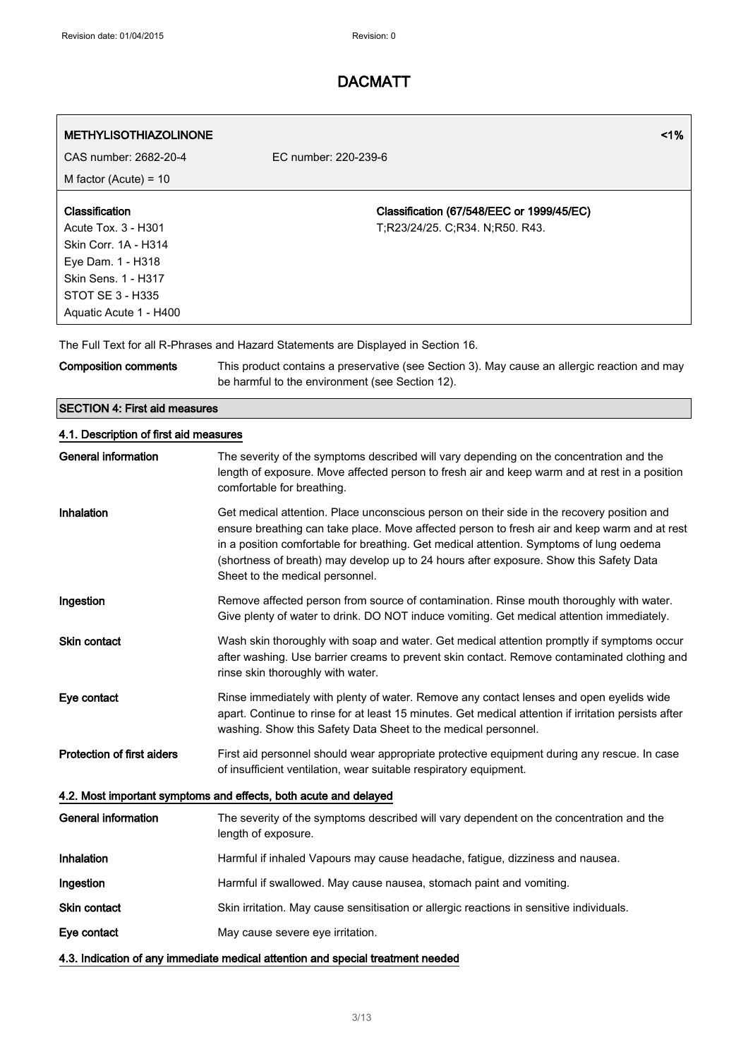# DACMATT

| METHYLISOTHIAZOLINONE | | <1% |
|---|---|---|
| CAS number: 2682-20-4 | EC number: 220-239-6 | |
| M factor (Acute) = 10 | | |
| **Classification**<br>Acute Tox. 3 - H301<br>Skin Corr. 1A - H314<br>Eye Dam. 1 - H318<br>Skin Sens. 1 - H317<br>STOT SE 3 - H335<br>Aquatic Acute 1 - H400 | **Classification (67/548/EEC or 1999/45/EC)**<br>T;R23/24/25. C;R34. N;R50. R43. | |

The Full Text for all R-Phrases and Hazard Statements are Displayed in Section 16.

**Composition comments** This product contains a preservative (see Section 3). May cause an allergic reaction and may be harmful to the environment (see Section 12).

## SECTION 4: First aid measures

### 4.1. Description of first aid measures

**General information** The severity of the symptoms described will vary depending on the concentration and the length of exposure. Move affected person to fresh air and keep warm and at rest in a position comfortable for breathing.

**Inhalation** Get medical attention. Place unconscious person on their side in the recovery position and ensure breathing can take place. Move affected person to fresh air and keep warm and at rest in a position comfortable for breathing. Get medical attention. Symptoms of lung oedema (shortness of breath) may develop up to 24 hours after exposure. Show this Safety Data Sheet to the medical personnel.

**Ingestion** Remove affected person from source of contamination. Rinse mouth thoroughly with water. Give plenty of water to drink. DO NOT induce vomiting. Get medical attention immediately.

**Skin contact** Wash skin thoroughly with soap and water. Get medical attention promptly if symptoms occur after washing. Use barrier creams to prevent skin contact. Remove contaminated clothing and rinse skin thoroughly with water.

**Eye contact** Rinse immediately with plenty of water. Remove any contact lenses and open eyelids wide apart. Continue to rinse for at least 15 minutes. Get medical attention if irritation persists after washing. Show this Safety Data Sheet to the medical personnel.

**Protection of first aiders** First aid personnel should wear appropriate protective equipment during any rescue. In case of insufficient ventilation, wear suitable respiratory equipment.

### 4.2. Most important symptoms and effects, both acute and delayed

**General information** The severity of the symptoms described will vary dependent on the concentration and the length of exposure.

**Inhalation** Harmful if inhaled Vapours may cause headache, fatigue, dizziness and nausea.

**Ingestion** Harmful if swallowed. May cause nausea, stomach paint and vomiting.

**Skin contact** Skin irritation. May cause sensitisation or allergic reactions in sensitive individuals.

**Eye contact** May cause severe eye irritation.

### 4.3. Indication of any immediate medical attention and special treatment needed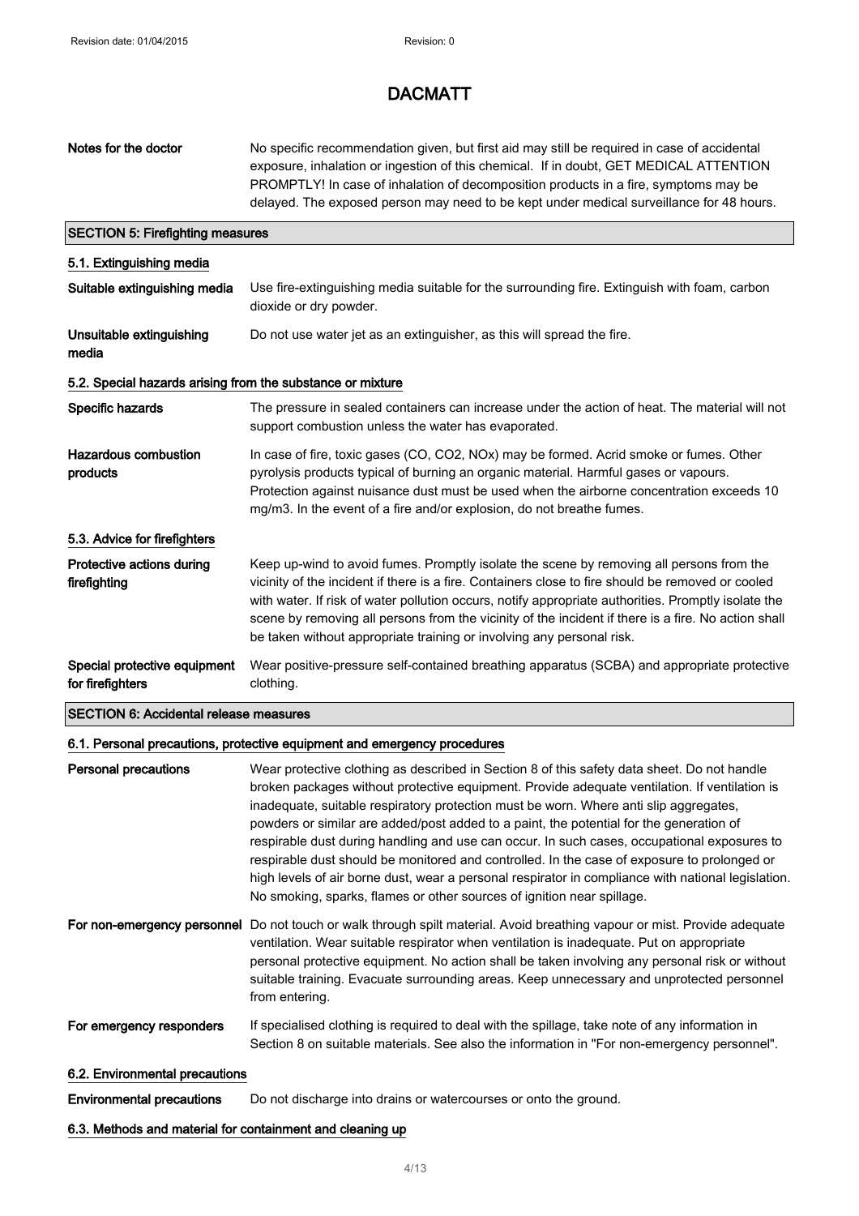**Notes for the doctor** No specific recommendation given, but first aid may still be required in case of accidental exposure, inhalation or ingestion of this chemical. If in doubt, GET MEDICAL ATTENTION PROMPTLY! In case of inhalation of decomposition products in a fire, symptoms may be delayed. The exposed person may need to be kept under medical surveillance for 48 hours.

## SECTION 5: Firefighting measures

### 5.1. Extinguishing media

**Suitable extinguishing media** Use fire-extinguishing media suitable for the surrounding fire. Extinguish with foam, carbon dioxide or dry powder.

**Unsuitable extinguishing media** Do not use water jet as an extinguisher, as this will spread the fire.

### 5.2. Special hazards arising from the substance or mixture

**Specific hazards** The pressure in sealed containers can increase under the action of heat. The material will not support combustion unless the water has evaporated.

**Hazardous combustion products** In case of fire, toxic gases (CO, $CO_2$, $NO_x$) may be formed. Acrid smoke or fumes. Other pyrolysis products typical of burning an organic material. Harmful gases or vapours. Protection against nuisance dust must be used when the airborne concentration exceeds 10 mg/m3. In the event of a fire and/or explosion, do not breathe fumes.

### 5.3. Advice for firefighters

**Protective actions during firefighting** Keep up-wind to avoid fumes. Promptly isolate the scene by removing all persons from the vicinity of the incident if there is a fire. Containers close to fire should be removed or cooled with water. If risk of water pollution occurs, notify appropriate authorities. Promptly isolate the scene by removing all persons from the vicinity of the incident if there is a fire. No action shall be taken without appropriate training or involving any personal risk.

**Special protective equipment for firefighters** Wear positive-pressure self-contained breathing apparatus (SCBA) and appropriate protective clothing.

## SECTION 6: Accidental release measures

### 6.1. Personal precautions, protective equipment and emergency procedures

**Personal precautions** Wear protective clothing as described in Section 8 of this safety data sheet. Do not handle broken packages without protective equipment. Provide adequate ventilation. If ventilation is inadequate, suitable respiratory protection must be worn. Where anti slip aggregates, powders or similar are added/post added to a paint, the potential for the generation of respirable dust during handling and use can occur. In such cases, occupational exposures to respirable dust should be monitored and controlled. In the case of exposure to prolonged or high levels of air borne dust, wear a personal respirator in compliance with national legislation. No smoking, sparks, flames or other sources of ignition near spillage.

**For non-emergency personnel** Do not touch or walk through spilt material. Avoid breathing vapour or mist. Provide adequate ventilation. Wear suitable respirator when ventilation is inadequate. Put on appropriate personal protective equipment. No action shall be taken involving any personal risk or without suitable training. Evacuate surrounding areas. Keep unnecessary and unprotected personnel from entering.

**For emergency responders** If specialised clothing is required to deal with the spillage, take note of any information in Section 8 on suitable materials. See also the information in "For non-emergency personnel".

### 6.2. Environmental precautions

**Environmental precautions** Do not discharge into drains or watercourses or onto the ground.

### 6.3. Methods and material for containment and cleaning up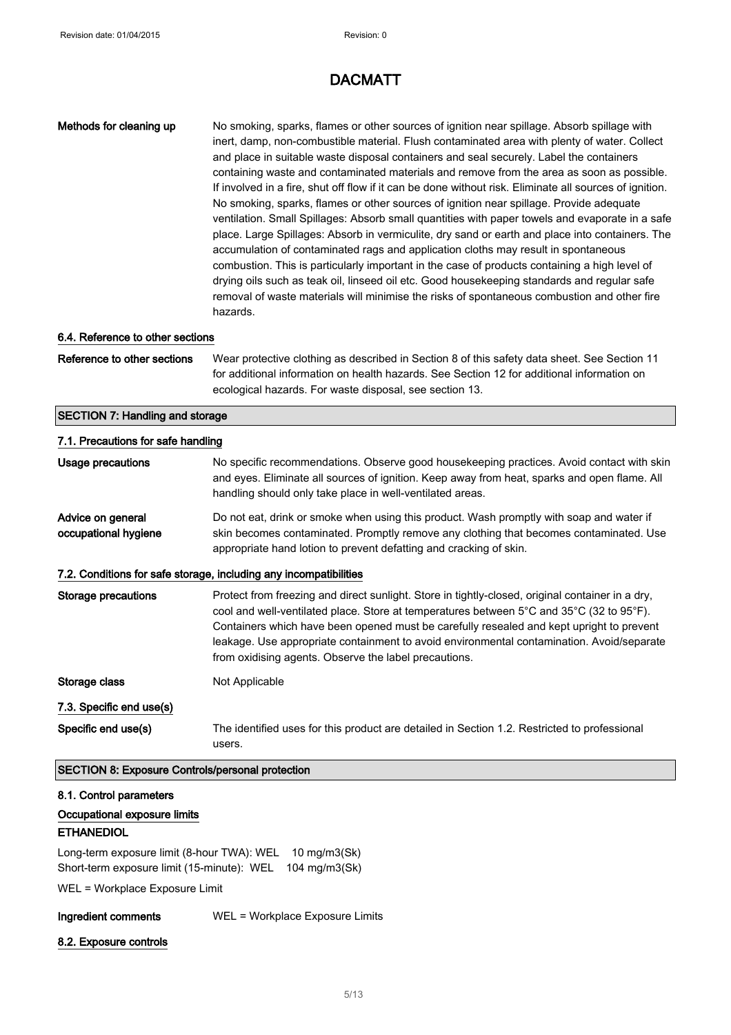# DACMATT

**Methods for cleaning up**
No smoking, sparks, flames or other sources of ignition near spillage. Absorb spillage with inert, damp, non-combustible material. Flush contaminated area with plenty of water. Collect and place in suitable waste disposal containers and seal securely. Label the containers containing waste and contaminated materials and remove from the area as soon as possible. If involved in a fire, shut off flow if it can be done without risk. Eliminate all sources of ignition. No smoking, sparks, flames or other sources of ignition near spillage. Provide adequate ventilation. Small Spillages: Absorb small quantities with paper towels and evaporate in a safe place. Large Spillages: Absorb in vermiculite, dry sand or earth and place into containers. The accumulation of contaminated rags and application cloths may result in spontaneous combustion. This is particularly important in the case of products containing a high level of drying oils such as teak oil, linseed oil etc. Good housekeeping standards and regular safe removal of waste materials will minimise the risks of spontaneous combustion and other fire hazards.

### 6.4. Reference to other sections

**Reference to other sections**
Wear protective clothing as described in Section 8 of this safety data sheet. See Section 11 for additional information on health hazards. See Section 12 for additional information on ecological hazards. For waste disposal, see section 13.

## SECTION 7: Handling and storage

### 7.1. Precautions for safe handling

**Usage precautions**
No specific recommendations. Observe good housekeeping practices. Avoid contact with skin and eyes. Eliminate all sources of ignition. Keep away from heat, sparks and open flame. All handling should only take place in well-ventilated areas.

**Advice on general occupational hygiene**
Do not eat, drink or smoke when using this product. Wash promptly with soap and water if skin becomes contaminated. Promptly remove any clothing that becomes contaminated. Use appropriate hand lotion to prevent defatting and cracking of skin.

### 7.2. Conditions for safe storage, including any incompatibilities

**Storage precautions**
Protect from freezing and direct sunlight. Store in tightly-closed, original container in a dry, cool and well-ventilated place. Store at temperatures between 5°C and 35°C (32 to 95°F). Containers which have been opened must be carefully resealed and kept upright to prevent leakage. Use appropriate containment to avoid environmental contamination. Avoid/separate from oxidising agents. Observe the label precautions.

**Storage class**
Not Applicable

### 7.3. Specific end use(s)

**Specific end use(s)**
The identified uses for this product are detailed in Section 1.2. Restricted to professional users.

## SECTION 8: Exposure Controls/personal protection

### 8.1. Control parameters

**Occupational exposure limits**

**ETHANEDIOL**

Long-term exposure limit (8-hour TWA): WEL 10 mg/m3(Sk)
Short-term exposure limit (15-minute): WEL 104 mg/m3(Sk)

WEL = Workplace Exposure Limit

**Ingredient comments**
WEL = Workplace Exposure Limits

### 8.2. Exposure controls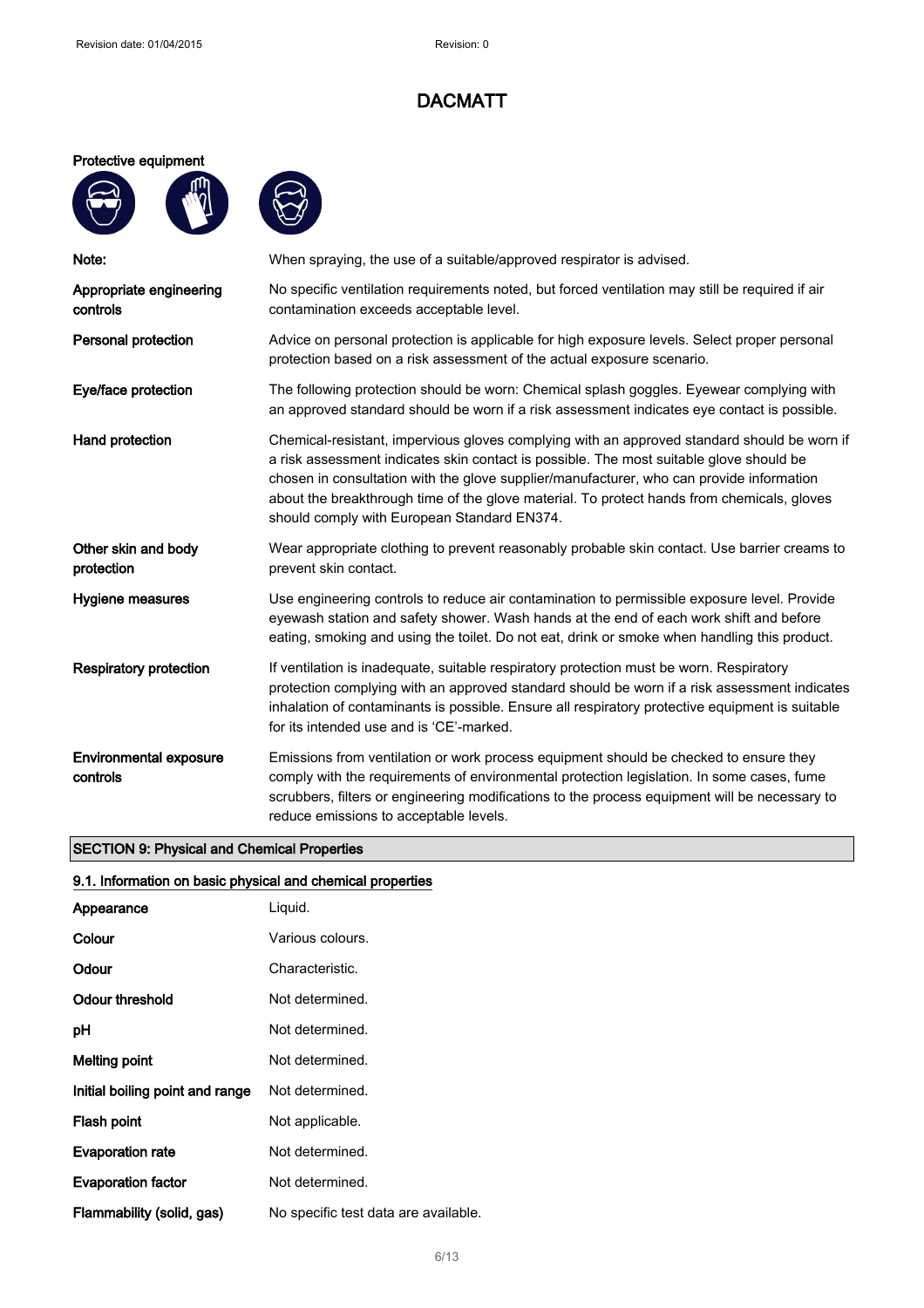# DACMATT

**Protective equipment**

| | |
|---|---|
| **Note:** | When spraying, the use of a suitable/approved respirator is advised. |
| **Appropriate engineering controls** | No specific ventilation requirements noted, but forced ventilation may still be required if air contamination exceeds acceptable level. |
| **Personal protection** | Advice on personal protection is applicable for high exposure levels. Select proper personal protection based on a risk assessment of the actual exposure scenario. |
| **Eye/face protection** | The following protection should be worn: Chemical splash goggles. Eyewear complying with an approved standard should be worn if a risk assessment indicates eye contact is possible. |
| **Hand protection** | Chemical-resistant, impervious gloves complying with an approved standard should be worn if a risk assessment indicates skin contact is possible. The most suitable glove should be chosen in consultation with the glove supplier/manufacturer, who can provide information about the breakthrough time of the glove material. To protect hands from chemicals, gloves should comply with European Standard EN374. |
| **Other skin and body protection** | Wear appropriate clothing to prevent reasonably probable skin contact. Use barrier creams to prevent skin contact. |
| **Hygiene measures** | Use engineering controls to reduce air contamination to permissible exposure level. Provide eyewash station and safety shower. Wash hands at the end of each work shift and before eating, smoking and using the toilet. Do not eat, drink or smoke when handling this product. |
| **Respiratory protection** | If ventilation is inadequate, suitable respiratory protection must be worn. Respiratory protection complying with an approved standard should be worn if a risk assessment indicates inhalation of contaminants is possible. Ensure all respiratory protective equipment is suitable for its intended use and is 'CE'-marked. |
| **Environmental exposure controls** | Emissions from ventilation or work process equipment should be checked to ensure they comply with the requirements of environmental protection legislation. In some cases, fume scrubbers, filters or engineering modifications to the process equipment will be necessary to reduce emissions to acceptable levels. |

## SECTION 9: Physical and Chemical Properties

### 9.1. Information on basic physical and chemical properties

| | |
|---|---|
| **Appearance** | Liquid. |
| **Colour** | Various colours. |
| **Odour** | Characteristic. |
| **Odour threshold** | Not determined. |
| **pH** | Not determined. |
| **Melting point** | Not determined. |
| **Initial boiling point and range** | Not determined. |
| **Flash point** | Not applicable. |
| **Evaporation rate** | Not determined. |
| **Evaporation factor** | Not determined. |
| **Flammability (solid, gas)** | No specific test data are available. |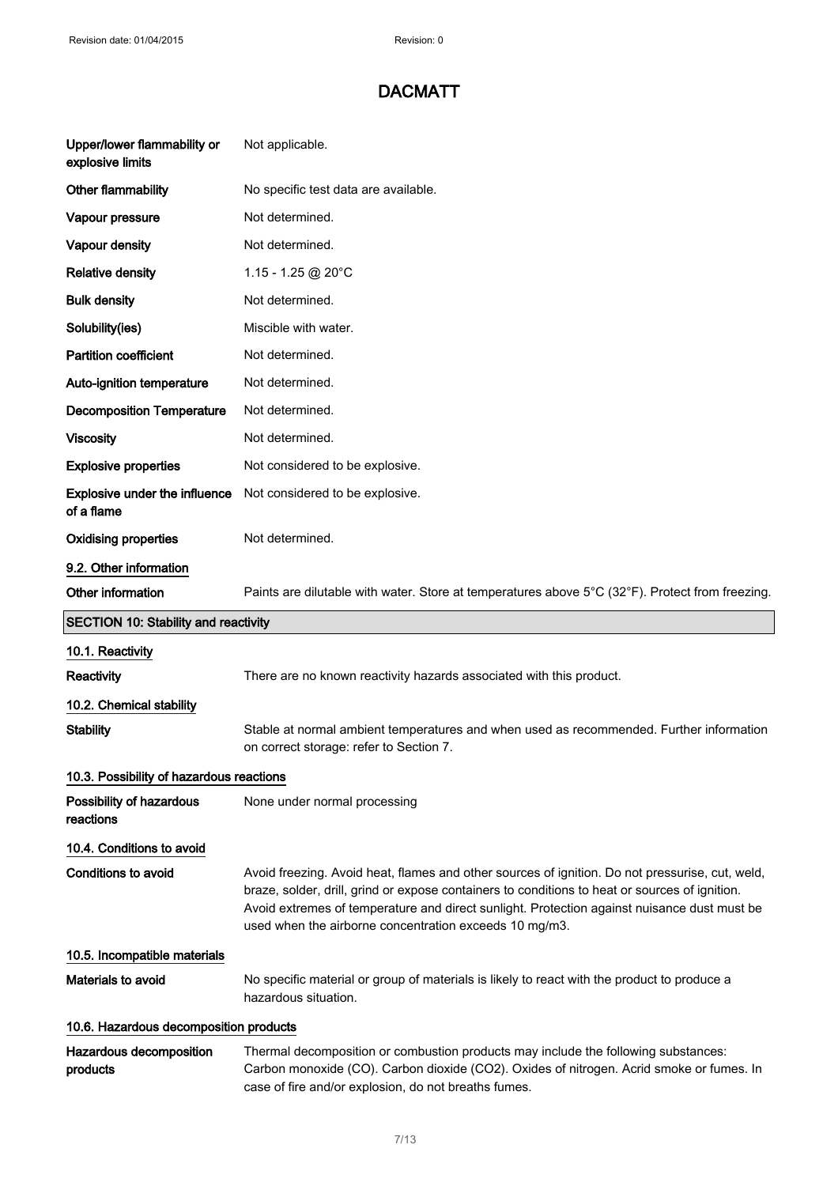| | |
|---|---|
| **Upper/lower flammability or explosive limits** | Not applicable. |
| **Other flammability** | No specific test data are available. |
| **Vapour pressure** | Not determined. |
| **Vapour density** | Not determined. |
| **Relative density** | 1.15 - 1.25 @ 20°C |
| **Bulk density** | Not determined. |
| **Solubility(ies)** | Miscible with water. |
| **Partition coefficient** | Not determined. |
| **Auto-ignition temperature** | Not determined. |
| **Decomposition Temperature** | Not determined. |
| **Viscosity** | Not determined. |
| **Explosive properties** | Not considered to be explosive. |
| **Explosive under the influence of a flame** | Not considered to be explosive. |
| **Oxidising properties** | Not determined. |

### 9.2. Other information

**Other information** Paints are dilutable with water. Store at temperatures above 5°C (32°F). Protect from freezing.

## SECTION 10: Stability and reactivity

### 10.1. Reactivity

**Reactivity** There are no known reactivity hazards associated with this product.

### 10.2. Chemical stability

**Stability** Stable at normal ambient temperatures and when used as recommended. Further information on correct storage: refer to Section 7.

### 10.3. Possibility of hazardous reactions

**Possibility of hazardous reactions** None under normal processing

### 10.4. Conditions to avoid

**Conditions to avoid** Avoid freezing. Avoid heat, flames and other sources of ignition. Do not pressurise, cut, weld, braze, solder, drill, grind or expose containers to conditions to heat or sources of ignition. Avoid extremes of temperature and direct sunlight. Protection against nuisance dust must be used when the airborne concentration exceeds 10 mg/m3.

### 10.5. Incompatible materials

**Materials to avoid** No specific material or group of materials is likely to react with the product to produce a hazardous situation.

### 10.6. Hazardous decomposition products

**Hazardous decomposition products** Thermal decomposition or combustion products may include the following substances: Carbon monoxide (CO). Carbon dioxide ($CO_2$). Oxides of nitrogen. Acrid smoke or fumes. In case of fire and/or explosion, do not breaths fumes.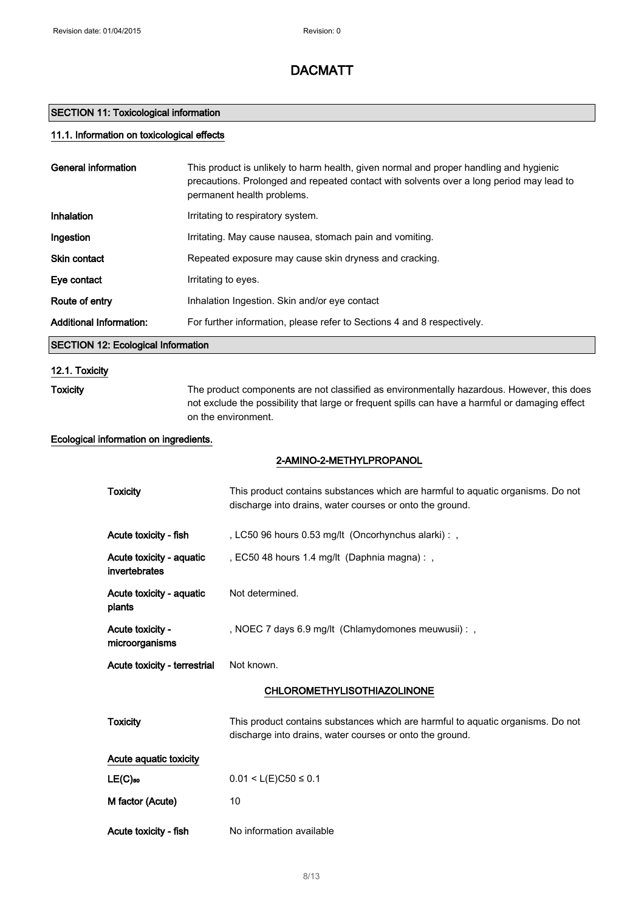# DACMATT

## SECTION 11: Toxicological information

### 11.1. Information on toxicological effects

| | |
|---|---|
| **General information** | This product is unlikely to harm health, given normal and proper handling and hygienic precautions. Prolonged and repeated contact with solvents over a long period may lead to permanent health problems. |
| **Inhalation** | Irritating to respiratory system. |
| **Ingestion** | Irritating. May cause nausea, stomach pain and vomiting. |
| **Skin contact** | Repeated exposure may cause skin dryness and cracking. |
| **Eye contact** | Irritating to eyes. |
| **Route of entry** | Inhalation Ingestion. Skin and/or eye contact |
| **Additional Information:** | For further information, please refer to Sections 4 and 8 respectively. |

## SECTION 12: Ecological Information

### 12.1. Toxicity

**Toxicity** The product components are not classified as environmentally hazardous. However, this does not exclude the possibility that large or frequent spills can have a harmful or damaging effect on the environment.

### Ecological information on ingredients.

#### 2-AMINO-2-METHYLPROPANOL

| | |
|---|---|
| **Toxicity** | This product contains substances which are harmful to aquatic organisms. Do not discharge into drains, water courses or onto the ground. |
| **Acute toxicity - fish** | , LC50 96 hours 0.53 mg/lt (Oncorhynchus alarki) : , |
| **Acute toxicity - aquatic invertebrates** | , EC50 48 hours 1.4 mg/lt (Daphnia magna) : , |
| **Acute toxicity - aquatic plants** | Not determined. |
| **Acute toxicity - microorganisms** | , NOEC 7 days 6.9 mg/lt (Chlamydomones meuwusii) : , |
| **Acute toxicity - terrestrial** | Not known. |

#### CHLOROMETHYLISOTHIAZOLINONE

| | |
|---|---|
| **Toxicity** | This product contains substances which are harmful to aquatic organisms. Do not discharge into drains, water courses or onto the ground. |
| **Acute aquatic toxicity** | |
| **$LE(C)_{50}$** | $0.01 < L(E)C50 \leq 0.1$ |
| **M factor (Acute)** | 10 |
| **Acute toxicity - fish** | No information available |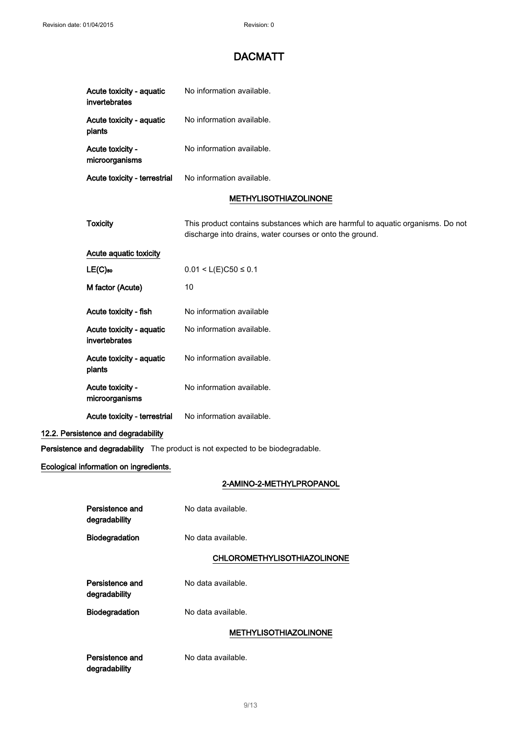| | |
|---|---|
| Acute toxicity - aquatic invertebrates | No information available. |
| Acute toxicity - aquatic plants | No information available. |
| Acute toxicity - microorganisms | No information available. |
| Acute toxicity - terrestrial | No information available. |

**METHYLISOTHIAZOLINONE**

| | |
|---|---|
| Toxicity | This product contains substances which are harmful to aquatic organisms. Do not discharge into drains, water courses or onto the ground. |

**Acute aquatic toxicity**

| | |
|---|---|
| $LE(C)_{50}$ | $0.01 < L(E)C50 \leq 0.1$ |
| M factor (Acute) | 10 |
| Acute toxicity - fish | No information available |
| Acute toxicity - aquatic invertebrates | No information available. |
| Acute toxicity - aquatic plants | No information available. |
| Acute toxicity - microorganisms | No information available. |
| Acute toxicity - terrestrial | No information available. |

### 12.2. Persistence and degradability

**Persistence and degradability** The product is not expected to be biodegradable.

**Ecological information on ingredients.**

**2-AMINO-2-METHYLPROPANOL**

| | |
|---|---|
| Persistence and degradability | No data available. |
| Biodegradation | No data available. |

**CHLOROMETHYLISOTHIAZOLINONE**

| | |
|---|---|
| Persistence and degradability | No data available. |
| Biodegradation | No data available. |

**METHYLISOTHIAZOLINONE**

| | |
|---|---|
| Persistence and degradability | No data available. |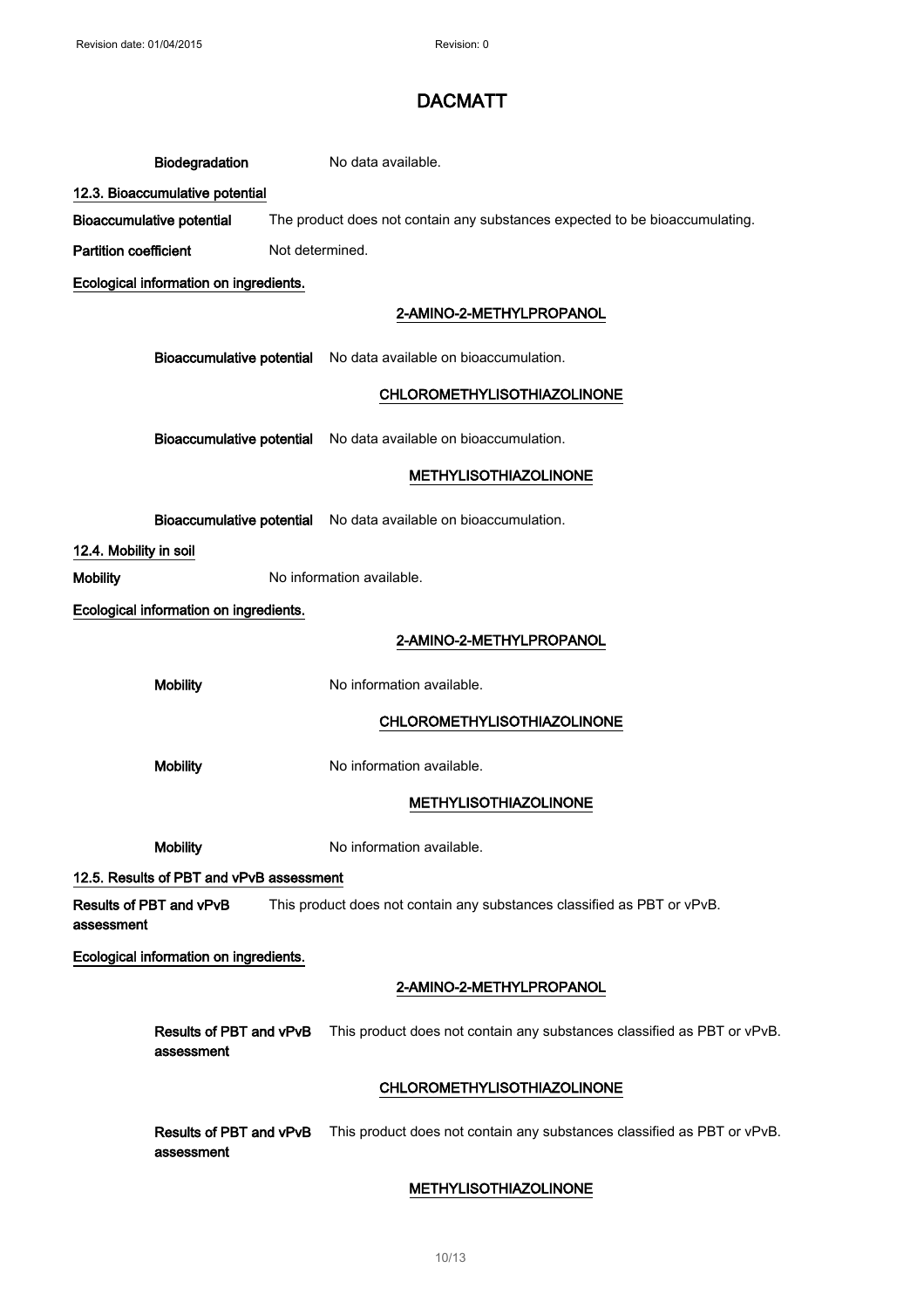**Biodegradation** No data available.

### 12.3. Bioaccumulative potential

**Bioaccumulative potential** The product does not contain any substances expected to be bioaccumulating.

**Partition coefficient** Not determined.

**Ecological information on ingredients.**

**2-AMINO-2-METHYLPROPANOL**

**Bioaccumulative potential** No data available on bioaccumulation.

**CHLOROMETHYLISOTHIAZOLINONE**

**Bioaccumulative potential** No data available on bioaccumulation.

**METHYLISOTHIAZOLINONE**

**Bioaccumulative potential** No data available on bioaccumulation.

### 12.4. Mobility in soil

**Mobility** No information available.

**Ecological information on ingredients.**

**2-AMINO-2-METHYLPROPANOL**

**Mobility** No information available.

**CHLOROMETHYLISOTHIAZOLINONE**

**Mobility** No information available.

**METHYLISOTHIAZOLINONE**

**Mobility** No information available.

### 12.5. Results of PBT and vPvB assessment

**Results of PBT and vPvB assessment** This product does not contain any substances classified as PBT or vPvB.

**Ecological information on ingredients.**

**2-AMINO-2-METHYLPROPANOL**

**Results of PBT and vPvB assessment** This product does not contain any substances classified as PBT or vPvB.

**CHLOROMETHYLISOTHIAZOLINONE**

**Results of PBT and vPvB assessment** This product does not contain any substances classified as PBT or vPvB.

**METHYLISOTHIAZOLINONE**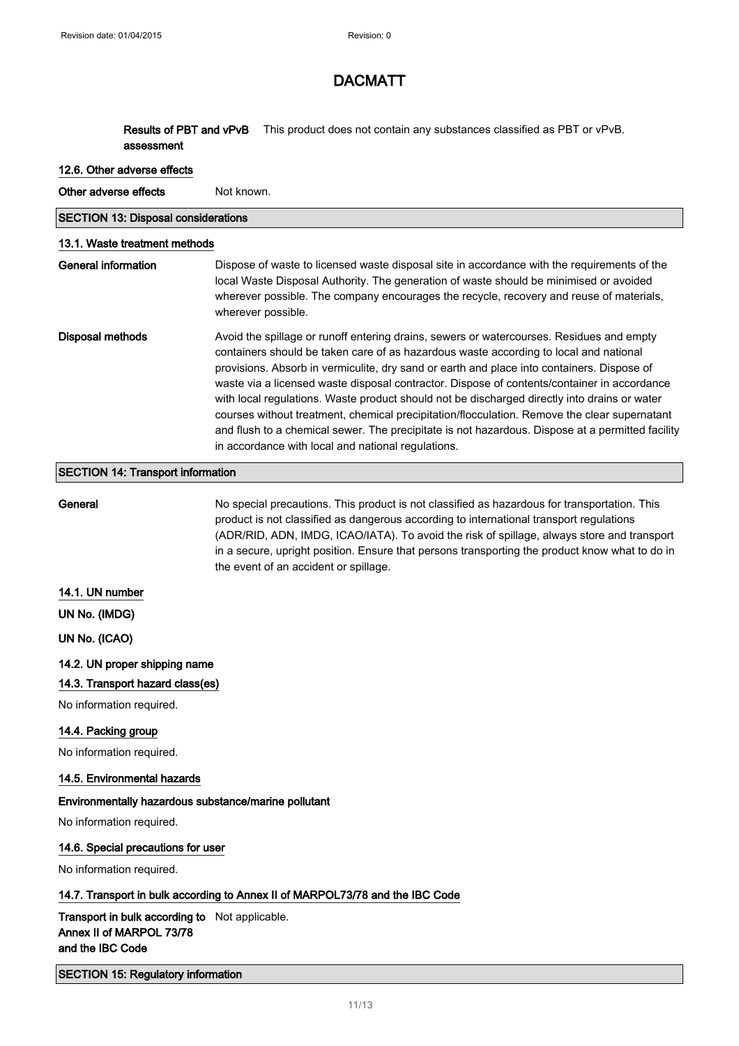**Results of PBT and vPvB assessment** This product does not contain any substances classified as PBT or vPvB.

### 12.6. Other adverse effects

**Other adverse effects** Not known.

## SECTION 13: Disposal considerations

### 13.1. Waste treatment methods

**General information** Dispose of waste to licensed waste disposal site in accordance with the requirements of the local Waste Disposal Authority. The generation of waste should be minimised or avoided wherever possible. The company encourages the recycle, recovery and reuse of materials, wherever possible.

**Disposal methods** Avoid the spillage or runoff entering drains, sewers or watercourses. Residues and empty containers should be taken care of as hazardous waste according to local and national provisions. Absorb in vermiculite, dry sand or earth and place into containers. Dispose of waste via a licensed waste disposal contractor. Dispose of contents/container in accordance with local regulations. Waste product should not be discharged directly into drains or water courses without treatment, chemical precipitation/flocculation. Remove the clear supernatant and flush to a chemical sewer. The precipitate is not hazardous. Dispose at a permitted facility in accordance with local and national regulations.

## SECTION 14: Transport information

**General** No special precautions. This product is not classified as hazardous for transportation. This product is not classified as dangerous according to international transport regulations (ADR/RID, ADN, IMDG, ICAO/IATA). To avoid the risk of spillage, always store and transport in a secure, upright position. Ensure that persons transporting the product know what to do in the event of an accident or spillage.

### 14.1. UN number

**UN No. (IMDG)**

**UN No. (ICAO)**

### 14.2. UN proper shipping name

### 14.3. Transport hazard class(es)

No information required.

### 14.4. Packing group

No information required.

### 14.5. Environmental hazards

**Environmentally hazardous substance/marine pollutant**

No information required.

### 14.6. Special precautions for user

No information required.

### 14.7. Transport in bulk according to Annex II of MARPOL73/78 and the IBC Code

**Transport in bulk according to Annex II of MARPOL 73/78 and the IBC Code** Not applicable.

## SECTION 15: Regulatory information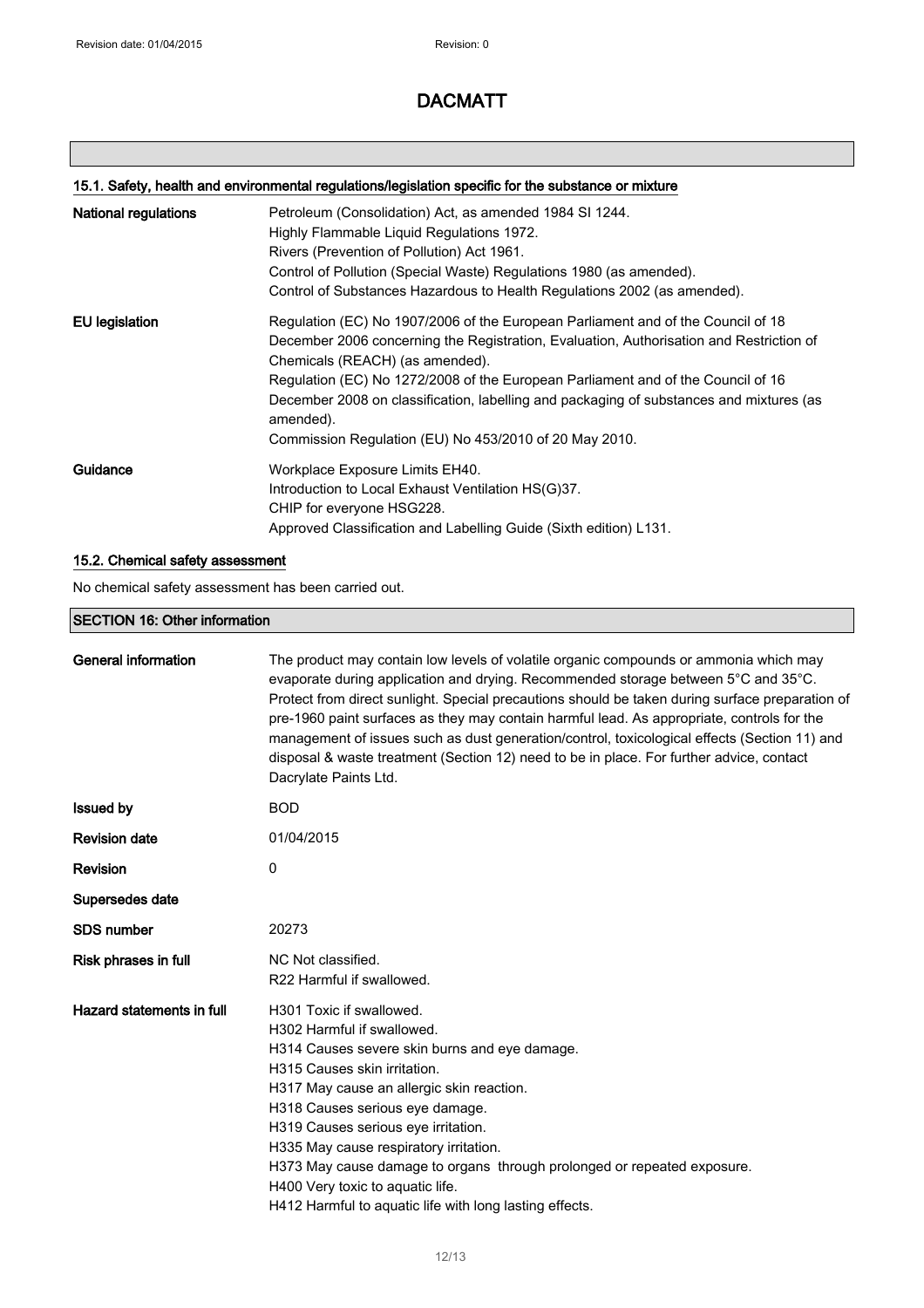# DACMATT

### 15.1. Safety, health and environmental regulations/legislation specific for the substance or mixture

| | |
|---|---|
| **National regulations** | Petroleum (Consolidation) Act, as amended 1984 SI 1244.<br>Highly Flammable Liquid Regulations 1972.<br>Rivers (Prevention of Pollution) Act 1961.<br>Control of Pollution (Special Waste) Regulations 1980 (as amended).<br>Control of Substances Hazardous to Health Regulations 2002 (as amended). |
| **EU legislation** | Regulation (EC) No 1907/2006 of the European Parliament and of the Council of 18 December 2006 concerning the Registration, Evaluation, Authorisation and Restriction of Chemicals (REACH) (as amended).<br>Regulation (EC) No 1272/2008 of the European Parliament and of the Council of 16 December 2008 on classification, labelling and packaging of substances and mixtures (as amended).<br>Commission Regulation (EU) No 453/2010 of 20 May 2010. |
| **Guidance** | Workplace Exposure Limits EH40.<br>Introduction to Local Exhaust Ventilation HS(G)37.<br>CHIP for everyone HSG228.<br>Approved Classification and Labelling Guide (Sixth edition) L131. |

### 15.2. Chemical safety assessment

No chemical safety assessment has been carried out.

## SECTION 16: Other information

| | |
|---|---|
| **General information** | The product may contain low levels of volatile organic compounds or ammonia which may evaporate during application and drying. Recommended storage between 5°C and 35°C. Protect from direct sunlight. Special precautions should be taken during surface preparation of pre-1960 paint surfaces as they may contain harmful lead. As appropriate, controls for the management of issues such as dust generation/control, toxicological effects (Section 11) and disposal & waste treatment (Section 12) need to be in place. For further advice, contact Dacrylate Paints Ltd. |
| **Issued by** | BOD |
| **Revision date** | 01/04/2015 |
| **Revision** | 0 |
| **Supersedes date** | |
| **SDS number** | 20273 |
| **Risk phrases in full** | NC Not classified.<br>R22 Harmful if swallowed. |
| **Hazard statements in full** | H301 Toxic if swallowed.<br>H302 Harmful if swallowed.<br>H314 Causes severe skin burns and eye damage.<br>H315 Causes skin irritation.<br>H317 May cause an allergic skin reaction.<br>H318 Causes serious eye damage.<br>H319 Causes serious eye irritation.<br>H335 May cause respiratory irritation.<br>H373 May cause damage to organs through prolonged or repeated exposure.<br>H400 Very toxic to aquatic life.<br>H412 Harmful to aquatic life with long lasting effects. |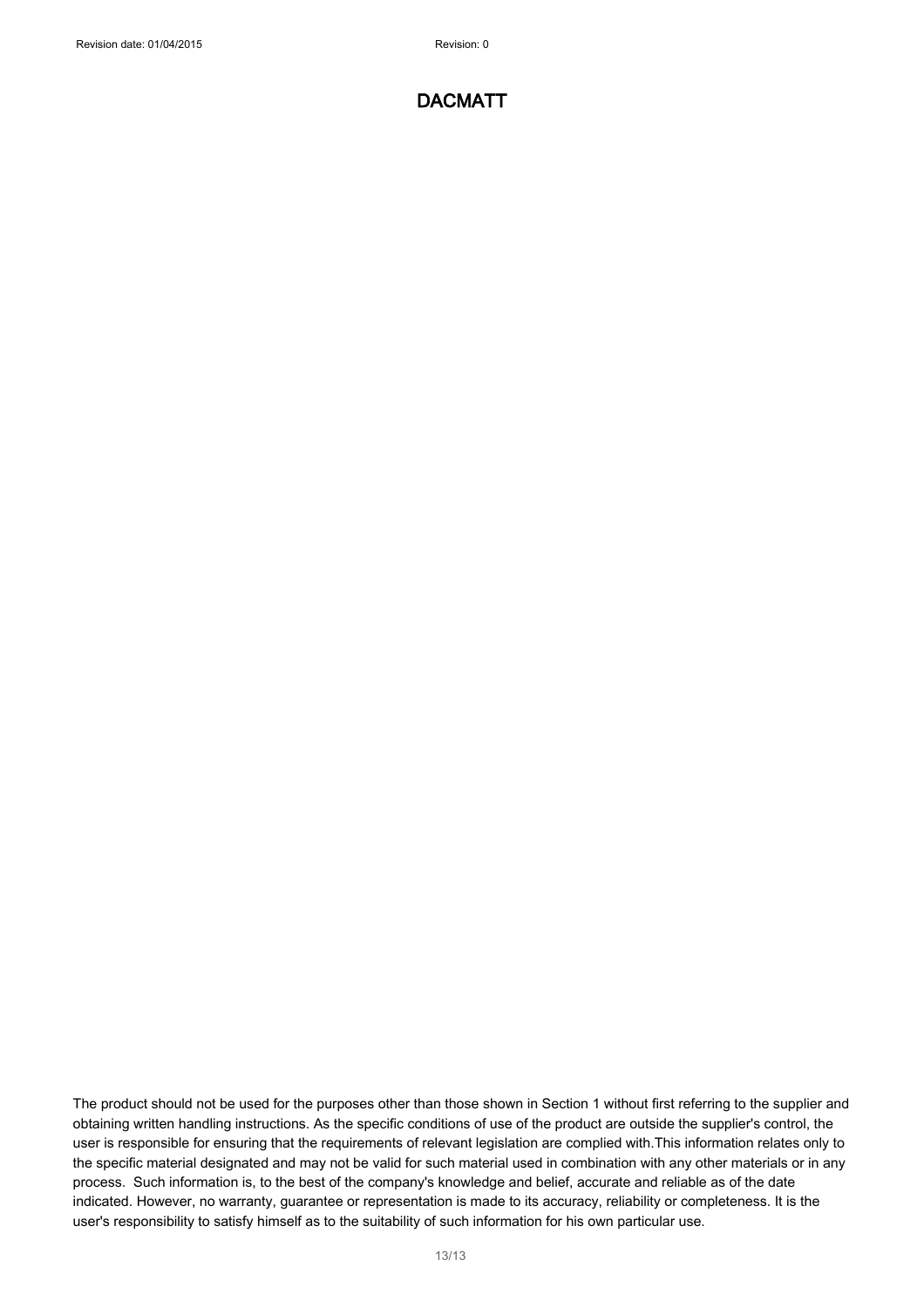The product should not be used for the purposes other than those shown in Section 1 without first referring to the supplier and obtaining written handling instructions. As the specific conditions of use of the product are outside the supplier's control, the user is responsible for ensuring that the requirements of relevant legislation are complied with.This information relates only to the specific material designated and may not be valid for such material used in combination with any other materials or in any process. Such information is, to the best of the company's knowledge and belief, accurate and reliable as of the date indicated. However, no warranty, guarantee or representation is made to its accuracy, reliability or completeness. It is the user's responsibility to satisfy himself as to the suitability of such information for his own particular use.